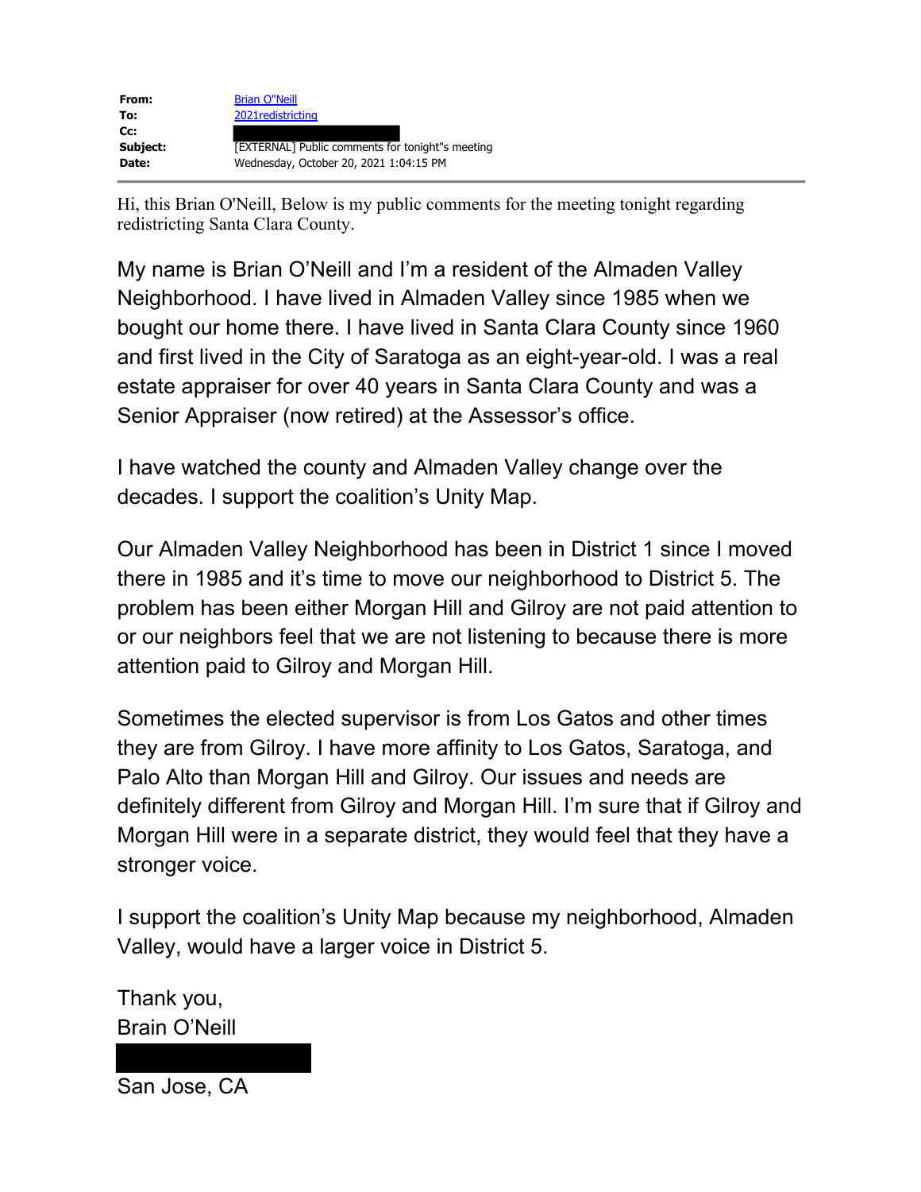| | |
|---|---|
| **From:** | Brian O"Neill |
| **To:** | 2021redistricting |
| **Cc:** | |
| **Subject:** | [EXTERNAL] Public comments for tonight"s meeting |
| **Date:** | Wednesday, October 20, 2021 1:04:15 PM |

---

Hi, this Brian O'Neill, Below is my public comments for the meeting tonight regarding redistricting Santa Clara County.

My name is Brian O'Neill and I'm a resident of the Almaden Valley Neighborhood. I have lived in Almaden Valley since 1985 when we bought our home there. I have lived in Santa Clara County since 1960 and first lived in the City of Saratoga as an eight-year-old. I was a real estate appraiser for over 40 years in Santa Clara County and was a Senior Appraiser (now retired) at the Assessor's office.

I have watched the county and Almaden Valley change over the decades. I support the coalition's Unity Map.

Our Almaden Valley Neighborhood has been in District 1 since I moved there in 1985 and it's time to move our neighborhood to District 5. The problem has been either Morgan Hill and Gilroy are not paid attention to or our neighbors feel that we are not listening to because there is more attention paid to Gilroy and Morgan Hill.

Sometimes the elected supervisor is from Los Gatos and other times they are from Gilroy. I have more affinity to Los Gatos, Saratoga, and Palo Alto than Morgan Hill and Gilroy. Our issues and needs are definitely different from Gilroy and Morgan Hill. I'm sure that if Gilroy and Morgan Hill were in a separate district, they would feel that they have a stronger voice.

I support the coalition's Unity Map because my neighborhood, Almaden Valley, would have a larger voice in District 5.

Thank you,
Brain O'Neill

San Jose, CA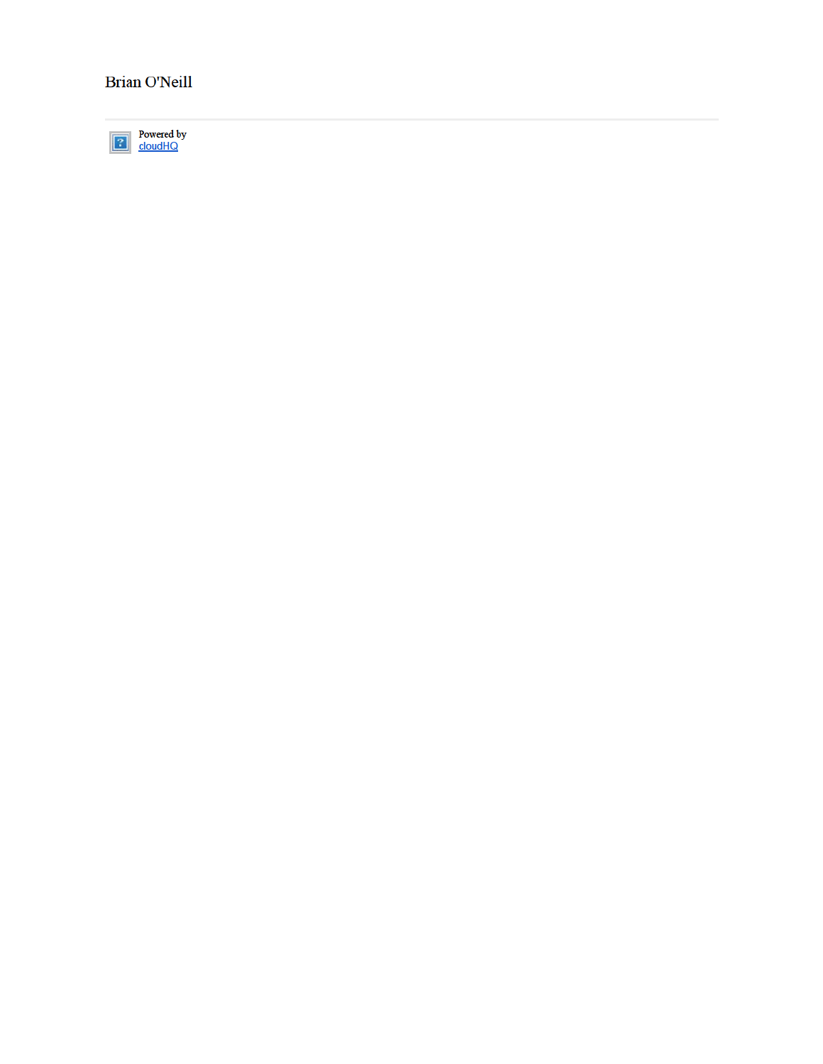Brian O'Neill

---

Powered by
cloudHQ